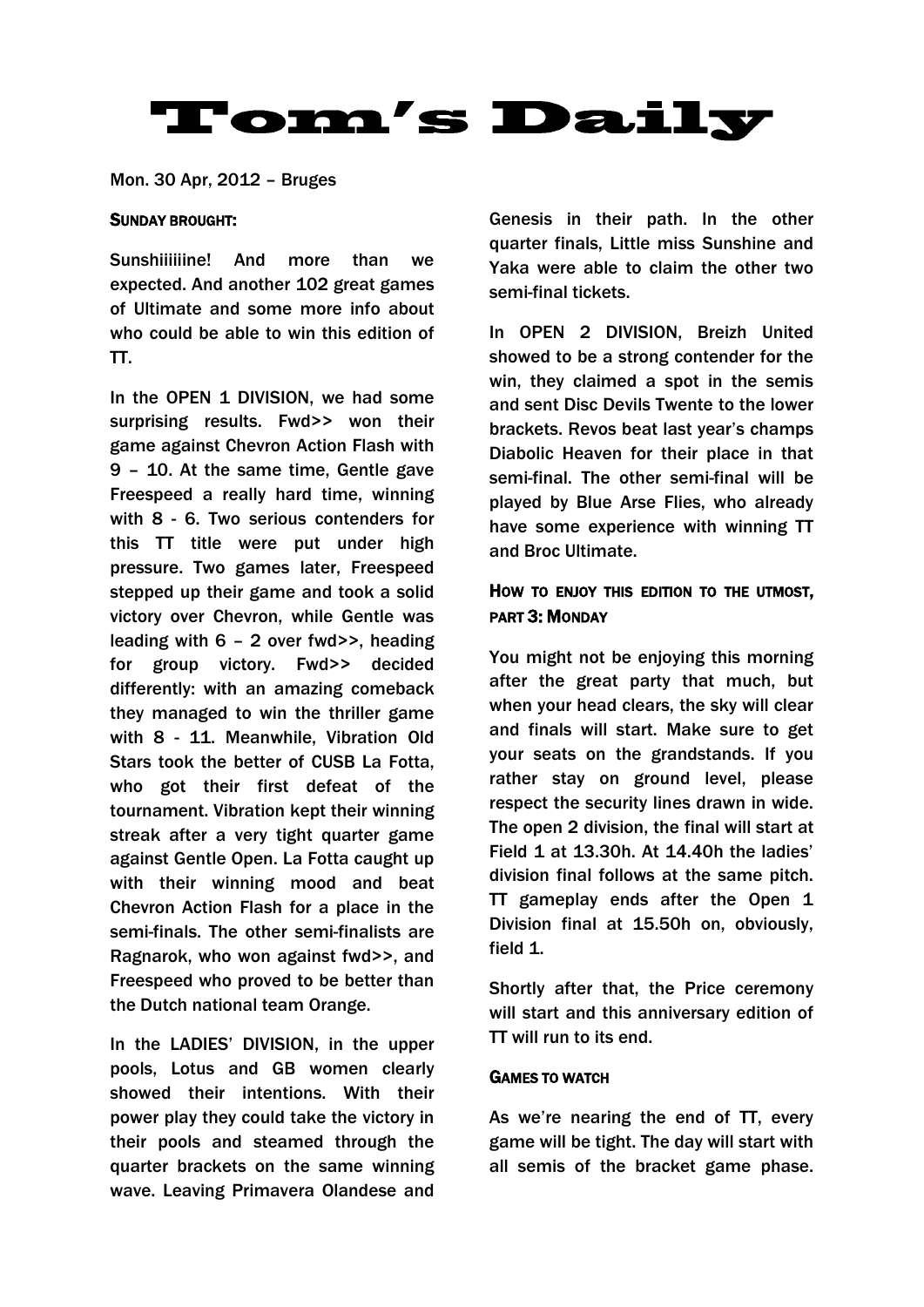# Tom's Daily

Mon. 30 Apr, 2012 – Bruges

### SUNDAY BROUGHT:

Sunshiiiiiine! And more than we expected. And another 102 great games of Ultimate and some more info about who could be able to win this edition of TT.

In the OPEN 1 DIVISION, we had some surprising results. Fwd>> won their game against Chevron Action Flash with 9 – 10. At the same time, Gentle gave Freespeed a really hard time, winning with 8 - 6. Two serious contenders for this TT title were put under high pressure. Two games later, Freespeed stepped up their game and took a solid victory over Chevron, while Gentle was leading with 6 – 2 over fwd>>, heading for group victory. Fwd>> decided differently: with an amazing comeback they managed to win the thriller game with 8 - 11. Meanwhile, Vibration Old Stars took the better of CUSB La Fotta, who got their first defeat of the tournament. Vibration kept their winning streak after a very tight quarter game against Gentle Open. La Fotta caught up with their winning mood and beat Chevron Action Flash for a place in the semi-finals. The other semi-finalists are Ragnarok, who won against fwd>>, and Freespeed who proved to be better than the Dutch national team Orange.

In the LADIES' DIVISION, in the upper pools, Lotus and GB women clearly showed their intentions. With their power play they could take the victory in their pools and steamed through the quarter brackets on the same winning wave. Leaving Primavera Olandese and Genesis in their path. In the other quarter finals, Little miss Sunshine and Yaka were able to claim the other two semi-final tickets.

In OPEN 2 DIVISION, Breizh United showed to be a strong contender for the win, they claimed a spot in the semis and sent Disc Devils Twente to the lower brackets. Revos beat last year's champs Diabolic Heaven for their place in that semi-final. The other semi-final will be played by Blue Arse Flies, who already have some experience with winning TT and Broc Ultimate.

### HOW TO ENJOY THIS EDITION TO THE UTMOST, PART 3: MONDAY

You might not be enjoying this morning after the great party that much, but when your head clears, the sky will clear and finals will start. Make sure to get your seats on the grandstands. If you rather stay on ground level, please respect the security lines drawn in wide. The open 2 division, the final will start at Field 1 at 13.30h. At 14.40h the ladies' division final follows at the same pitch. TT gameplay ends after the Open 1 Division final at 15.50h on, obviously, field 1.

Shortly after that, the Price ceremony will start and this anniversary edition of TT will run to its end.

### GAMES TO WATCH

As we're nearing the end of TT, every game will be tight. The day will start with all semis of the bracket game phase.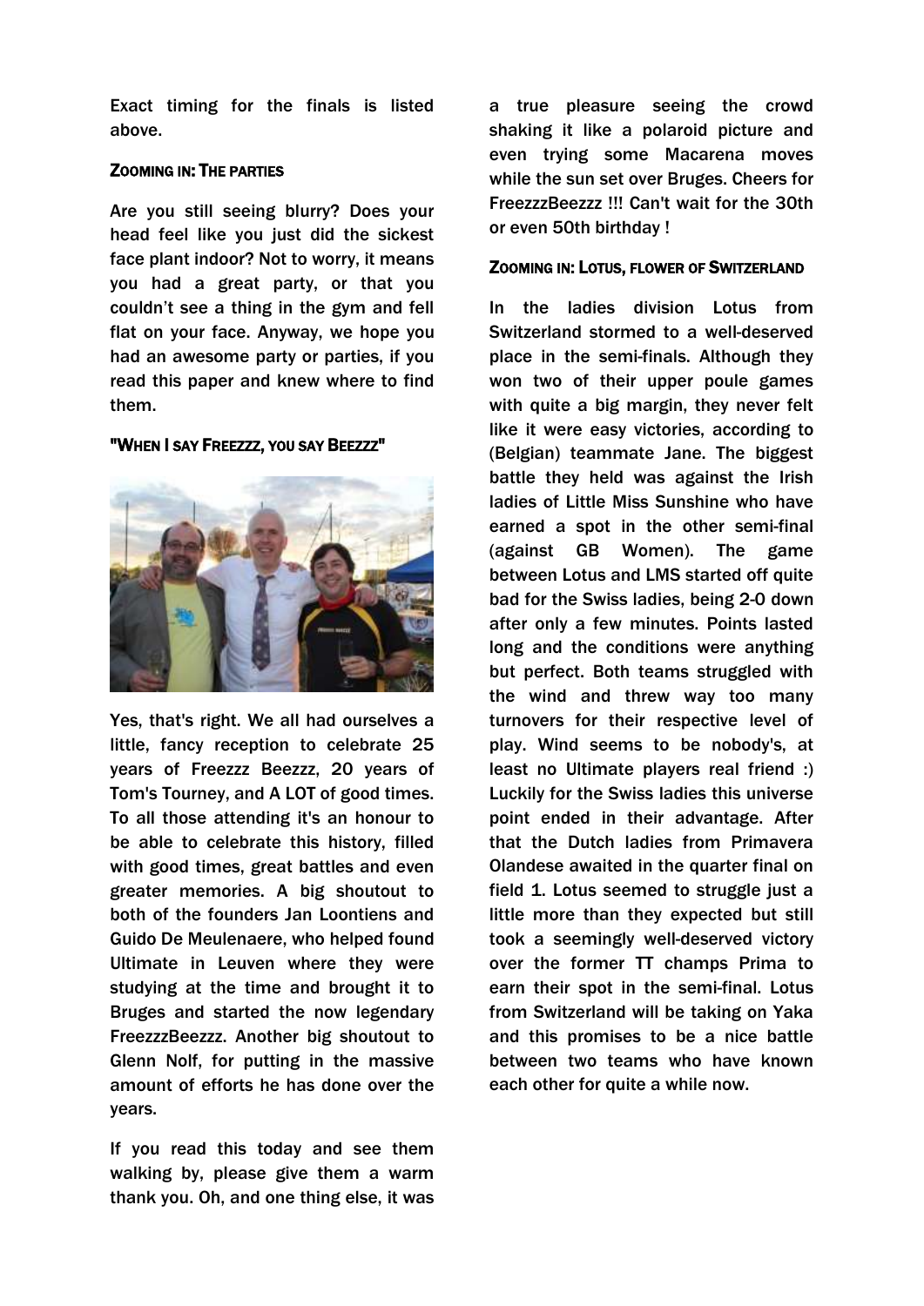Exact timing for the finals is listed above.

### Zooming in: The parties

Are you still seeing blurry? Does your head feel like you just did the sickest face plant indoor? Not to worry, it means you had a great party, or that you couldn't see a thing in the gym and fell flat on your face. Anyway, we hope you had an awesome party or parties, if you read this paper and knew where to find them.

### "When I say Freezzz, you say Beezzz"

Yes, that's right. We all had ourselves a little, fancy reception to celebrate 25 years of Freezzz Beezzz, 20 years of Tom's Tourney, and A LOT of good times. To all those attending it's an honour to be able to celebrate this history, filled with good times, great battles and even greater memories. A big shoutout to both of the founders Jan Loontiens and Guido De Meulenaere, who helped found Ultimate in Leuven where they were studying at the time and brought it to Bruges and started the now legendary FreezzzBeezzz. Another big shoutout to Glenn Nolf, for putting in the massive amount of efforts he has done over the years.

If you read this today and see them walking by, please give them a warm thank you. Oh, and one thing else, it was a true pleasure seeing the crowd shaking it like a polaroid picture and even trying some Macarena moves while the sun set over Bruges. Cheers for FreezzzBeezzz !!! Can't wait for the 30th or even 50th birthday !

### Zooming in: Lotus, flower of Switzerland

In the ladies division Lotus from Switzerland stormed to a well-deserved place in the semi-finals. Although they won two of their upper poule games with quite a big margin, they never felt like it were easy victories, according to (Belgian) teammate Jane. The biggest battle they held was against the Irish ladies of Little Miss Sunshine who have earned a spot in the other semi-final (against GB Women). The game between Lotus and LMS started off quite bad for the Swiss ladies, being 2-0 down after only a few minutes. Points lasted long and the conditions were anything but perfect. Both teams struggled with the wind and threw way too many turnovers for their respective level of play. Wind seems to be nobody's, at least no Ultimate players real friend :) Luckily for the Swiss ladies this universe point ended in their advantage. After that the Dutch ladies from Primavera Olandese awaited in the quarter final on field 1. Lotus seemed to struggle just a little more than they expected but still took a seemingly well-deserved victory over the former TT champs Prima to earn their spot in the semi-final. Lotus from Switzerland will be taking on Yaka and this promises to be a nice battle between two teams who have known each other for quite a while now.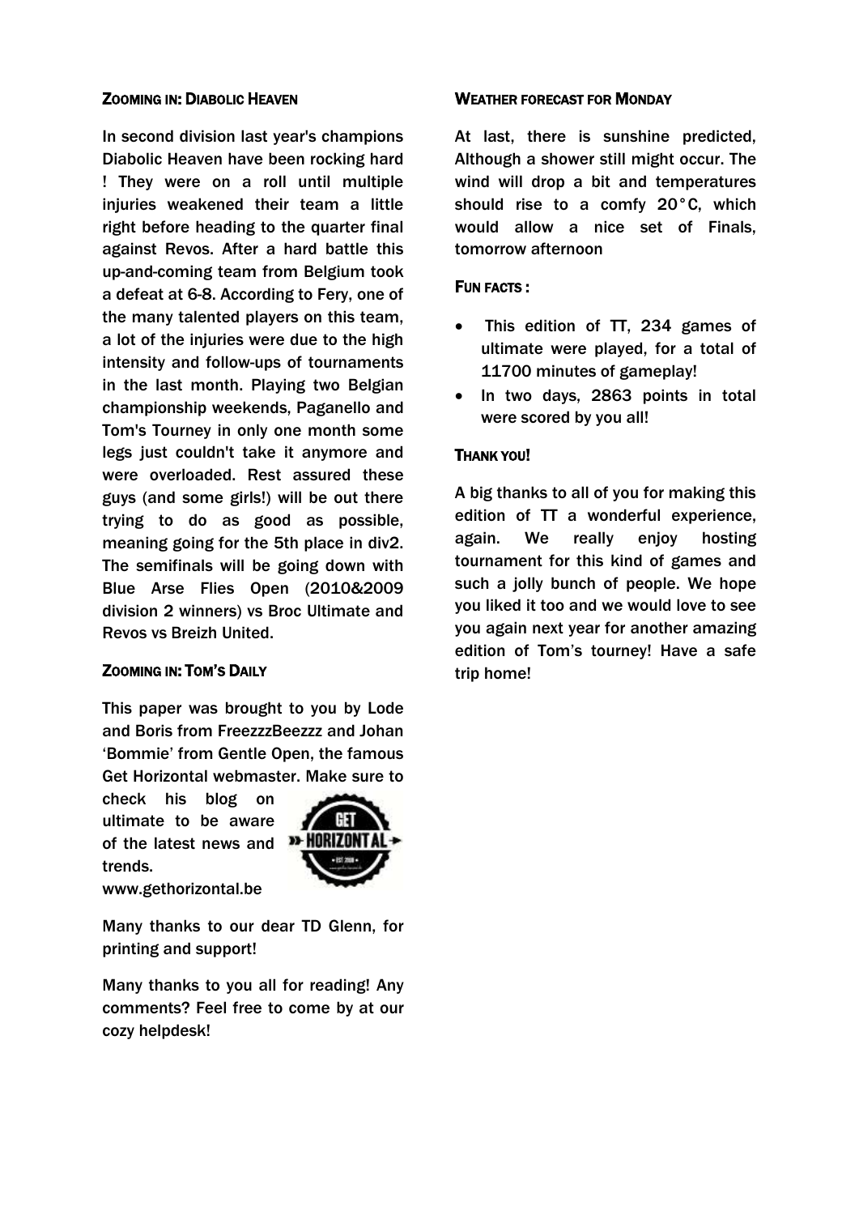## ZOOMING IN: DIABOLIC HEAVEN

In second division last year's champions Diabolic Heaven have been rocking hard ! They were on a roll until multiple injuries weakened their team a little right before heading to the quarter final against Revos. After a hard battle this up-and-coming team from Belgium took a defeat at 6-8. According to Fery, one of the many talented players on this team, a lot of the injuries were due to the high intensity and follow-ups of tournaments in the last month. Playing two Belgian championship weekends, Paganello and Tom's Tourney in only one month some legs just couldn't take it anymore and were overloaded. Rest assured these guys (and some girls!) will be out there trying to do as good as possible, meaning going for the 5th place in div2. The semifinals will be going down with Blue Arse Flies Open (2010&2009 division 2 winners) vs Broc Ultimate and Revos vs Breizh United.

## ZOOMING IN: TOM'S DAILY

This paper was brought to you by Lode and Boris from FreezzzBeezzz and Johan 'Bommie' from Gentle Open, the famous Get Horizontal webmaster. Make sure to check his blog on ultimate to be aware of the latest news and trends.
www.gethorizontal.be

Many thanks to our dear TD Glenn, for printing and support!

Many thanks to you all for reading! Any comments? Feel free to come by at our cozy helpdesk!

## WEATHER FORECAST FOR MONDAY

At last, there is sunshine predicted, Although a shower still might occur. The wind will drop a bit and temperatures should rise to a comfy 20°C, which would allow a nice set of Finals, tomorrow afternoon

## FUN FACTS :

- This edition of TT, 234 games of ultimate were played, for a total of 11700 minutes of gameplay!
- In two days, 2863 points in total were scored by you all!

## THANK YOU!

A big thanks to all of you for making this edition of TT a wonderful experience, again. We really enjoy hosting tournament for this kind of games and such a jolly bunch of people. We hope you liked it too and we would love to see you again next year for another amazing edition of Tom's tourney! Have a safe trip home!